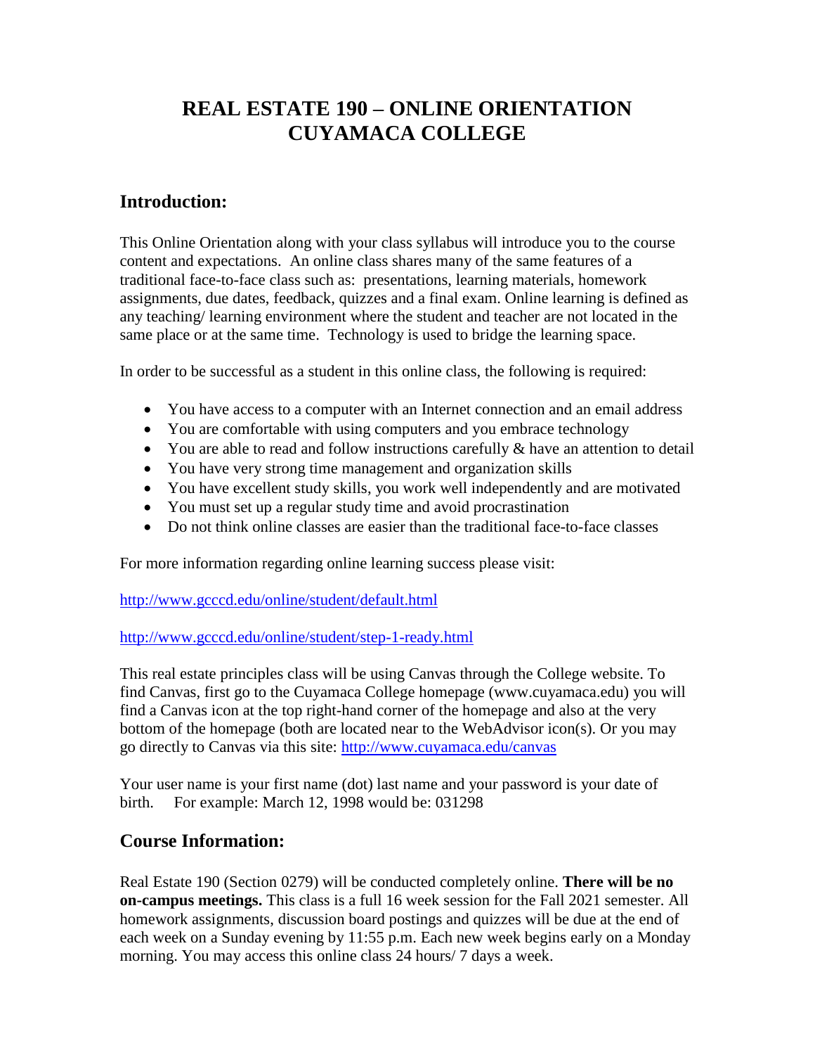# REAL ESTATE 190 – ONLINE ORIENTATION CUYAMACA COLLEGE

## Introduction:

This Online Orientation along with your class syllabus will introduce you to the course content and expectations. An online class shares many of the same features of a traditional face-to-face class such as: presentations, learning materials, homework assignments, due dates, feedback, quizzes and a final exam. Online learning is defined as any teaching/ learning environment where the student and teacher are not located in the same place or at the same time. Technology is used to bridge the learning space.

In order to be successful as a student in this online class, the following is required:

- You have access to a computer with an Internet connection and an email address
- You are comfortable with using computers and you embrace technology
- You are able to read and follow instructions carefully & have an attention to detail
- You have very strong time management and organization skills
- You have excellent study skills, you work well independently and are motivated
- You must set up a regular study time and avoid procrastination
- Do not think online classes are easier than the traditional face-to-face classes

For more information regarding online learning success please visit:

http://www.gcccd.edu/online/student/default.html

http://www.gcccd.edu/online/student/step-1-ready.html

This real estate principles class will be using Canvas through the College website. To find Canvas, first go to the Cuyamaca College homepage (www.cuyamaca.edu) you will find a Canvas icon at the top right-hand corner of the homepage and also at the very bottom of the homepage (both are located near to the WebAdvisor icon(s). Or you may go directly to Canvas via this site: http://www.cuyamaca.edu/canvas

Your user name is your first name (dot) last name and your password is your date of birth. For example: March 12, 1998 would be: 031298

## Course Information:

Real Estate 190 (Section 0279) will be conducted completely online. **There will be no on-campus meetings.** This class is a full 16 week session for the Fall 2021 semester. All homework assignments, discussion board postings and quizzes will be due at the end of each week on a Sunday evening by 11:55 p.m. Each new week begins early on a Monday morning. You may access this online class 24 hours/ 7 days a week.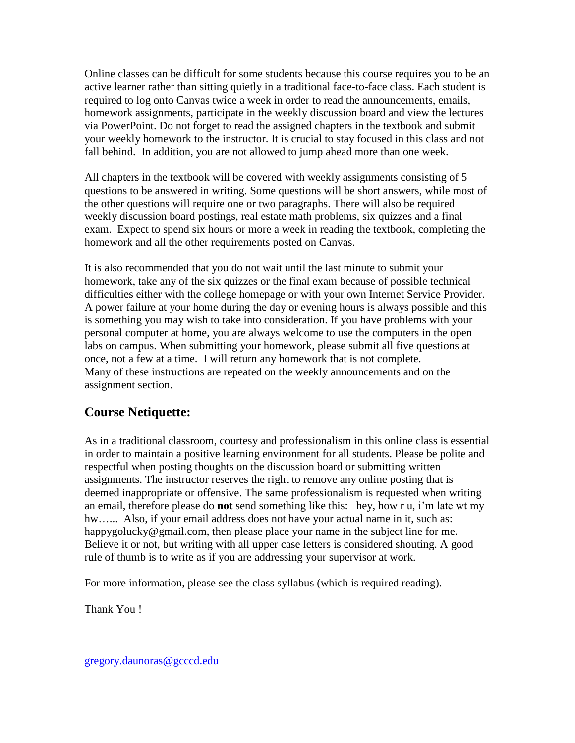Online classes can be difficult for some students because this course requires you to be an active learner rather than sitting quietly in a traditional face-to-face class. Each student is required to log onto Canvas twice a week in order to read the announcements, emails, homework assignments, participate in the weekly discussion board and view the lectures via PowerPoint. Do not forget to read the assigned chapters in the textbook and submit your weekly homework to the instructor. It is crucial to stay focused in this class and not fall behind. In addition, you are not allowed to jump ahead more than one week.

All chapters in the textbook will be covered with weekly assignments consisting of 5 questions to be answered in writing. Some questions will be short answers, while most of the other questions will require one or two paragraphs. There will also be required weekly discussion board postings, real estate math problems, six quizzes and a final exam. Expect to spend six hours or more a week in reading the textbook, completing the homework and all the other requirements posted on Canvas.

It is also recommended that you do not wait until the last minute to submit your homework, take any of the six quizzes or the final exam because of possible technical difficulties either with the college homepage or with your own Internet Service Provider. A power failure at your home during the day or evening hours is always possible and this is something you may wish to take into consideration. If you have problems with your personal computer at home, you are always welcome to use the computers in the open labs on campus. When submitting your homework, please submit all five questions at once, not a few at a time. I will return any homework that is not complete.
Many of these instructions are repeated on the weekly announcements and on the assignment section.

## Course Netiquette:

As in a traditional classroom, courtesy and professionalism in this online class is essential in order to maintain a positive learning environment for all students. Please be polite and respectful when posting thoughts on the discussion board or submitting written assignments. The instructor reserves the right to remove any online posting that is deemed inappropriate or offensive. The same professionalism is requested when writing an email, therefore please do **not** send something like this: hey, how r u, i'm late wt my hw…... Also, if your email address does not have your actual name in it, such as: happygolucky@gmail.com, then please place your name in the subject line for me. Believe it or not, but writing with all upper case letters is considered shouting. A good rule of thumb is to write as if you are addressing your supervisor at work.

For more information, please see the class syllabus (which is required reading).

Thank You !

gregory.daunoras@gcccd.edu